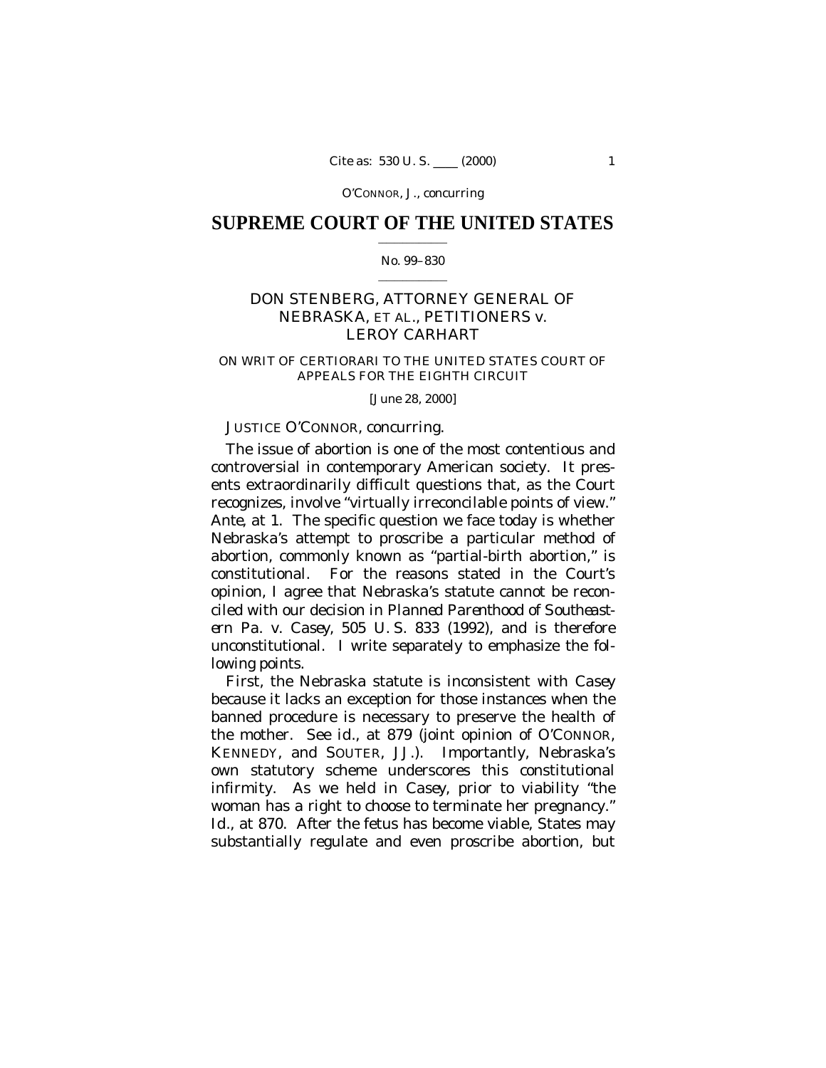O'CONNOR, J., concurring

# SUPREME COURT OF THE UNITED STATES

No. 99–830

## DON STENBERG, ATTORNEY GENERAL OF NEBRASKA, ET AL., PETITIONERS *v.* LEROY CARHART

ON WRIT OF CERTIORARI TO THE UNITED STATES COURT OF APPEALS FOR THE EIGHTH CIRCUIT

[June 28, 2000]

JUSTICE O'CONNOR, concurring.

The issue of abortion is one of the most contentious and controversial in contemporary American society. It presents extraordinarily difficult questions that, as the Court recognizes, involve "virtually irreconcilable points of view." *Ante,* at 1. The specific question we face today is whether Nebraska's attempt to proscribe a particular method of abortion, commonly known as "partial-birth abortion," is constitutional. For the reasons stated in the Court's opinion, I agree that Nebraska's statute cannot be reconciled with our decision in *Planned Parenthood of Southeastern Pa.* v. *Casey,* 505 U. S. 833 (1992), and is therefore unconstitutional. I write separately to emphasize the following points.

First, the Nebraska statute is inconsistent with *Casey* because it lacks an exception for those instances when the banned procedure is necessary to preserve the health of the mother. See *id.,* at 879 (joint opinion of O'CONNOR, KENNEDY, and SOUTER, JJ.). Importantly, Nebraska's own statutory scheme underscores this constitutional infirmity. As we held in *Casey,* prior to viability "the woman has a right to choose to terminate her pregnancy." *Id.,* at 870. After the fetus has become viable, States may substantially regulate and even proscribe abortion, but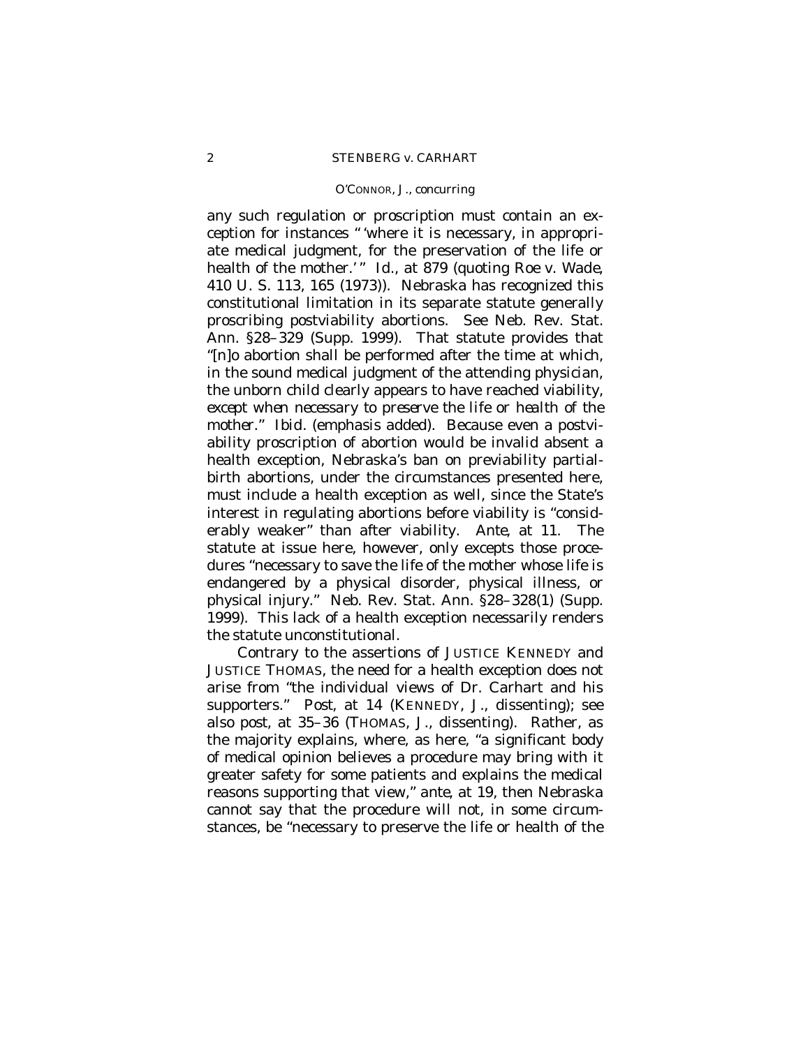any such regulation or proscription must contain an exception for instances " 'where it is necessary, in appropriate medical judgment, for the preservation of the life or health of the mother.' " *Id.*, at 879 (quoting *Roe* v. *Wade*, 410 U. S. 113, 165 (1973)). Nebraska has recognized this constitutional limitation in its separate statute generally proscribing postviability abortions. See Neb. Rev. Stat. Ann. §28–329 (Supp. 1999). That statute provides that "[n]o abortion shall be performed after the time at which, in the sound medical judgment of the attending physician, the unborn child clearly appears to have reached viability, *except when necessary to preserve the life or health of the mother*." *Ibid.* (emphasis added). Because even a postviability proscription of abortion would be invalid absent a health exception, Nebraska's ban on previability partial-birth abortions, under the circumstances presented here, must include a health exception as well, since the State's interest in regulating abortions before viability is "considerably weaker" than after viability. *Ante*, at 11. The statute at issue here, however, only excepts those procedures "necessary to save the life of the mother whose life is endangered by a physical disorder, physical illness, or physical injury." Neb. Rev. Stat. Ann. §28–328(1) (Supp. 1999). This lack of a health exception necessarily renders the statute unconstitutional.

Contrary to the assertions of JUSTICE KENNEDY and JUSTICE THOMAS, the need for a health exception does not arise from "the individual views of Dr. Carhart and his supporters." *Post*, at 14 (KENNEDY, J., dissenting); see also *post*, at 35–36 (THOMAS, J., dissenting). Rather, as the majority explains, where, as here, "a significant body of medical opinion believes a procedure may bring with it greater safety for some patients and explains the medical reasons supporting that view," *ante*, at 19, then Nebraska cannot say that the procedure will not, in some circumstances, be "necessary to preserve the life or health of the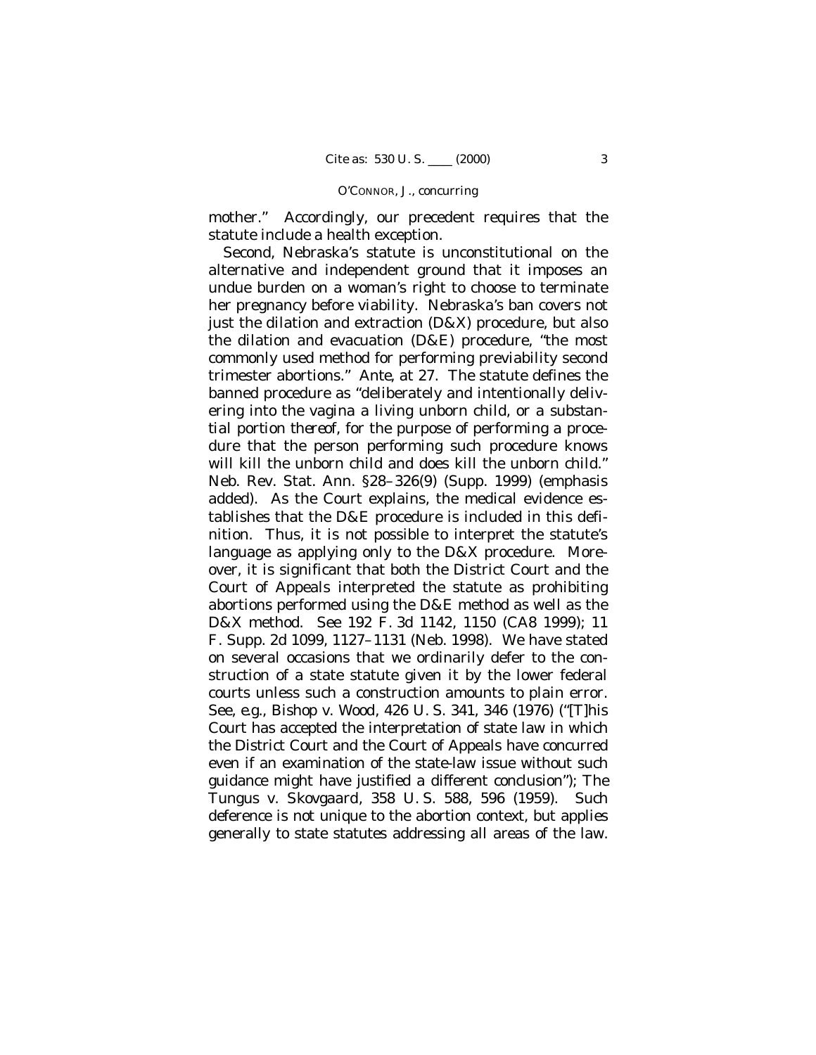mother." Accordingly, our precedent requires that the statute include a health exception.

Second, Nebraska's statute is unconstitutional on the alternative and independent ground that it imposes an undue burden on a woman's right to choose to terminate her pregnancy before viability. Nebraska's ban covers not just the dilation and extraction (D&X) procedure, but also the dilation and evacuation (D&E) procedure, "the most commonly used method for performing previability second trimester abortions." *Ante*, at 27. The statute defines the banned procedure as "deliberately and intentionally delivering into the vagina a living unborn child, *or a substantial portion thereof*, for the purpose of performing a procedure that the person performing such procedure knows will kill the unborn child and does kill the unborn child." Neb. Rev. Stat. Ann. §28–326(9) (Supp. 1999) (emphasis added). As the Court explains, the medical evidence establishes that the D&E procedure is included in this definition. Thus, it is not possible to interpret the statute's language as applying only to the D&X procedure. Moreover, it is significant that both the District Court and the Court of Appeals interpreted the statute as prohibiting abortions performed using the D&E method as well as the D&X method. See 192 F. 3d 1142, 1150 (CA8 1999); 11 F. Supp. 2d 1099, 1127–1131 (Neb. 1998). We have stated on several occasions that we ordinarily defer to the construction of a state statute given it by the lower federal courts unless such a construction amounts to plain error. See, *e.g.*, *Bishop* v. *Wood*, 426 U. S. 341, 346 (1976) ("[T]his Court has accepted the interpretation of state law in which the District Court and the Court of Appeals have concurred even if an examination of the state-law issue without such guidance might have justified a different conclusion"); *The Tungus* v. *Skovgaard*, 358 U. S. 588, 596 (1959). Such deference is not unique to the abortion context, but applies generally to state statutes addressing all areas of the law.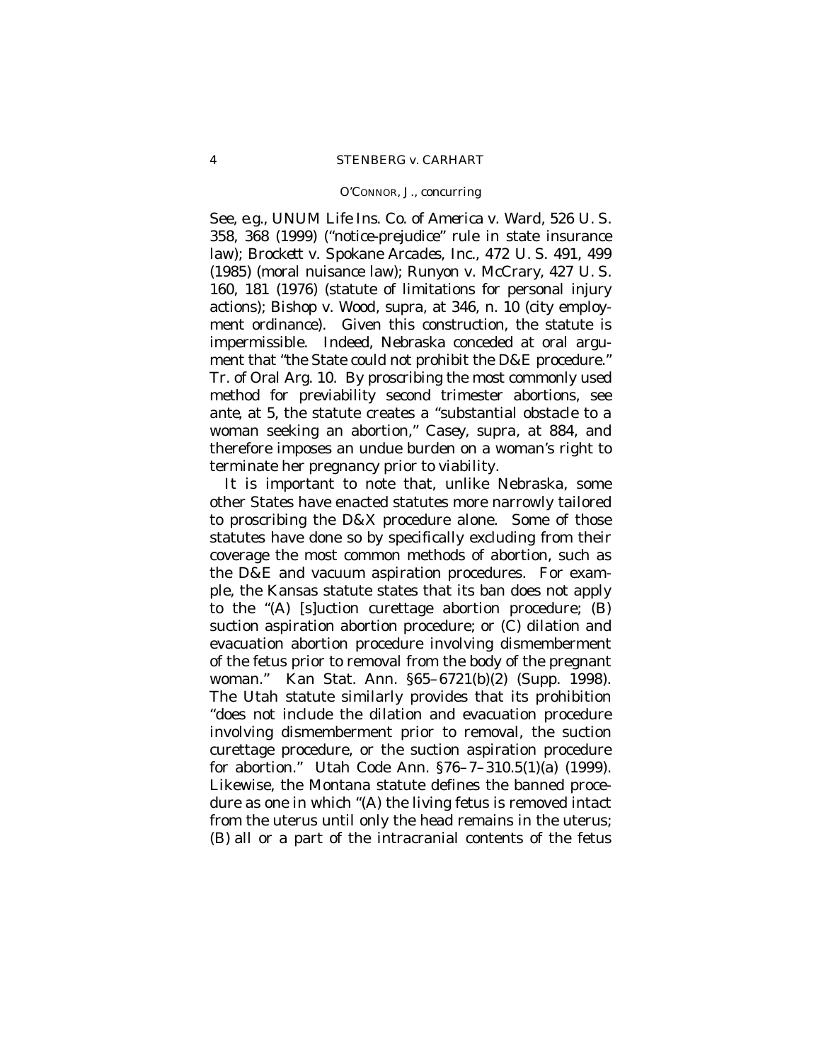*See, e.g., UNUM Life Ins. Co. of America* v. *Ward*, 526 U. S. 358, 368 (1999) ("notice-prejudice" rule in state insurance law); *Brockett* v. *Spokane Arcades, Inc.*, 472 U. S. 491, 499 (1985) (moral nuisance law); *Runyon* v. *McCrary*, 427 U. S. 160, 181 (1976) (statute of limitations for personal injury actions); *Bishop* v. *Wood*, *supra*, at 346, n. 10 (city employment ordinance). Given this construction, the statute is impermissible. Indeed, Nebraska conceded at oral argument that "the State could not prohibit the D&E procedure." Tr. of Oral Arg. 10. By proscribing the most commonly used method for previability second trimester abortions, see *ante*, at 5, the statute creates a "substantial obstacle to a woman seeking an abortion," *Casey*, *supra*, at 884, and therefore imposes an undue burden on a woman's right to terminate her pregnancy prior to viability.

It is important to note that, unlike Nebraska, some other States have enacted statutes more narrowly tailored to proscribing the D&X procedure alone. Some of those statutes have done so by specifically excluding from their coverage the most common methods of abortion, such as the D&E and vacuum aspiration procedures. For example, the Kansas statute states that its ban does not apply to the "(A) [s]uction curettage abortion procedure; (B) suction aspiration abortion procedure; or (C) dilation and evacuation abortion procedure involving dismemberment of the fetus prior to removal from the body of the pregnant woman." Kan Stat. Ann. §65–6721(b)(2) (Supp. 1998). The Utah statute similarly provides that its prohibition "does not include the dilation and evacuation procedure involving dismemberment prior to removal, the suction curettage procedure, or the suction aspiration procedure for abortion." Utah Code Ann. §76–7–310.5(1)(a) (1999). Likewise, the Montana statute defines the banned procedure as one in which "(A) the living fetus is removed intact from the uterus until only the head remains in the uterus; (B) all or a part of the intracranial contents of the fetus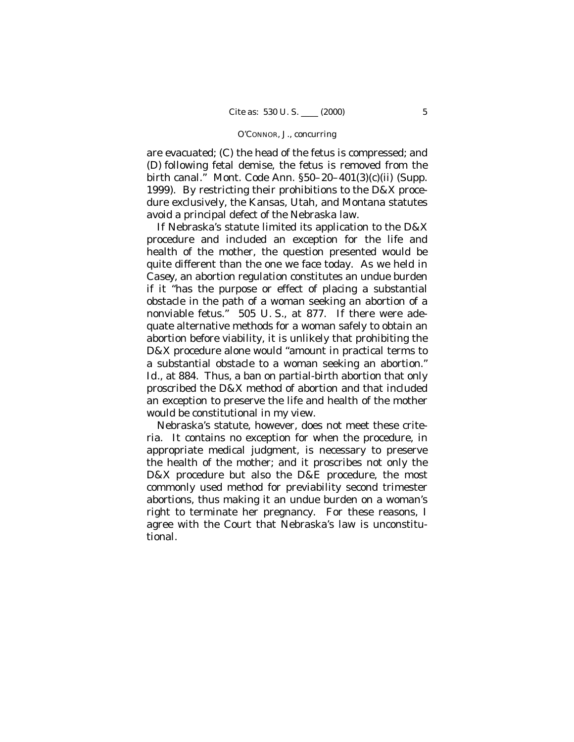are evacuated; (C) the head of the fetus is compressed; and (D) following fetal demise, the fetus is removed from the birth canal." Mont. Code Ann. §50–20–401(3)(c)(ii) (Supp. 1999). By restricting their prohibitions to the D&X procedure exclusively, the Kansas, Utah, and Montana statutes avoid a principal defect of the Nebraska law.

If Nebraska's statute limited its application to the D&X procedure and included an exception for the life and health of the mother, the question presented would be quite different than the one we face today. As we held in *Casey*, an abortion regulation constitutes an undue burden if it "has the purpose or effect of placing a substantial obstacle in the path of a woman seeking an abortion of a nonviable fetus." 505 U. S., at 877. If there were adequate alternative methods for a woman safely to obtain an abortion before viability, it is unlikely that prohibiting the D&X procedure alone would "amount in practical terms to a substantial obstacle to a woman seeking an abortion." *Id.*, at 884. Thus, a ban on partial-birth abortion that only proscribed the D&X method of abortion and that included an exception to preserve the life and health of the mother would be constitutional in my view.

Nebraska's statute, however, does not meet these criteria. It contains no exception for when the procedure, in appropriate medical judgment, is necessary to preserve the health of the mother; and it proscribes not only the D&X procedure but also the D&E procedure, the most commonly used method for previability second trimester abortions, thus making it an undue burden on a woman's right to terminate her pregnancy. For these reasons, I agree with the Court that Nebraska's law is unconstitutional.